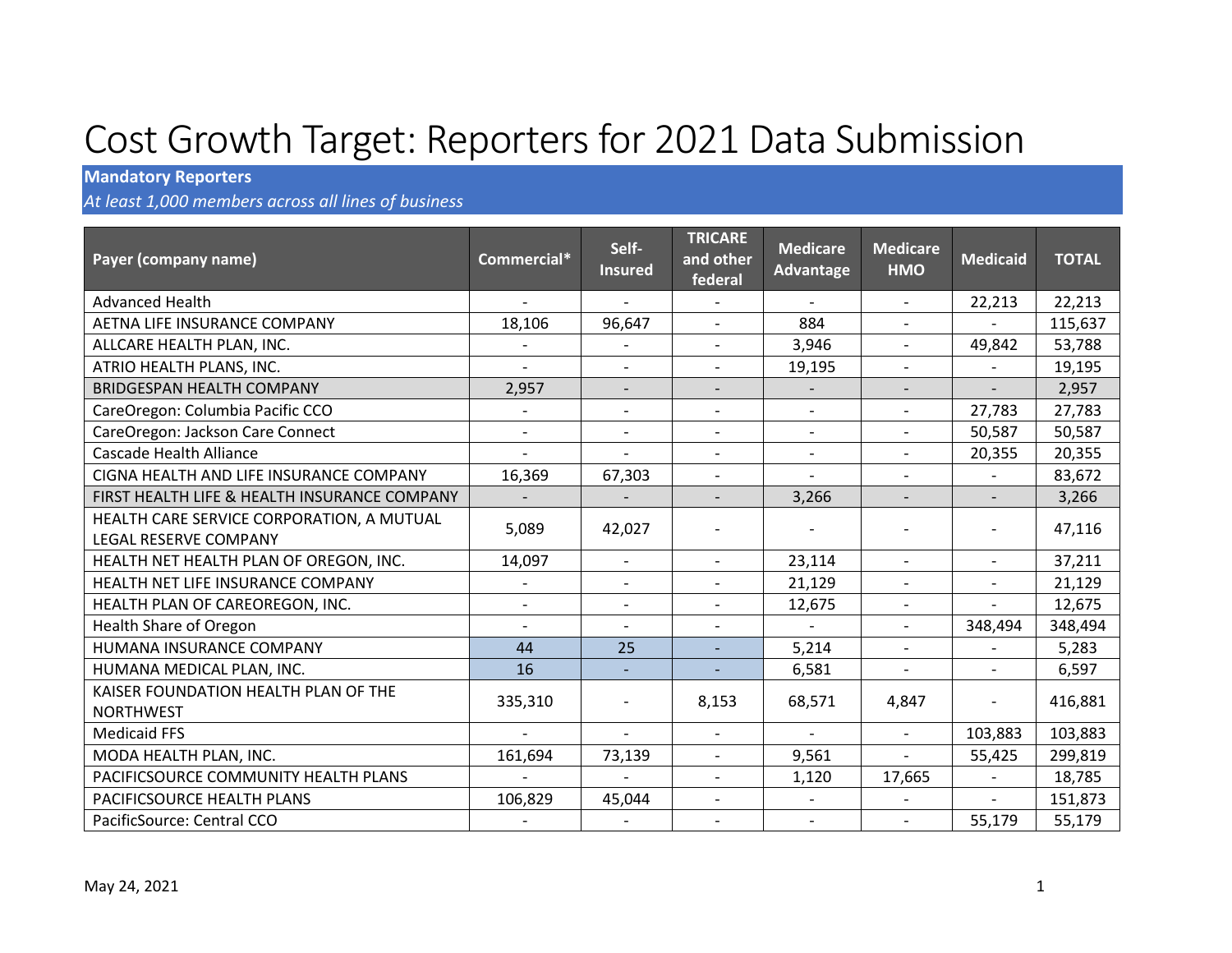# Cost Growth Target: Reporters for 2021 Data Submission

**Mandatory Reporters**

*At least 1,000 members across all lines of business*

| Payer (company name) | Commercial* | Self-Insured | TRICARE and other federal | Medicare Advantage | Medicare HMO | Medicaid | TOTAL |
|---|---|---|---|---|---|---|---|
| Advanced Health | - | - | - | - | - | 22,213 | 22,213 |
| AETNA LIFE INSURANCE COMPANY | 18,106 | 96,647 | - | 884 | - | - | 115,637 |
| ALLCARE HEALTH PLAN, INC. | - | - | - | 3,946 | - | 49,842 | 53,788 |
| ATRIO HEALTH PLANS, INC. | - | - | - | 19,195 | - | - | 19,195 |
| BRIDGESPAN HEALTH COMPANY | 2,957 | - | - | - | - | - | 2,957 |
| CareOregon: Columbia Pacific CCO | - | - | - | - | - | 27,783 | 27,783 |
| CareOregon: Jackson Care Connect | - | - | - | - | - | 50,587 | 50,587 |
| Cascade Health Alliance | - | - | - | - | - | 20,355 | 20,355 |
| CIGNA HEALTH AND LIFE INSURANCE COMPANY | 16,369 | 67,303 | - | - | - | - | 83,672 |
| FIRST HEALTH LIFE & HEALTH INSURANCE COMPANY | - | - | - | 3,266 | - | - | 3,266 |
| HEALTH CARE SERVICE CORPORATION, A MUTUAL LEGAL RESERVE COMPANY | 5,089 | 42,027 | - | - | - | - | 47,116 |
| HEALTH NET HEALTH PLAN OF OREGON, INC. | 14,097 | - | - | 23,114 | - | - | 37,211 |
| HEALTH NET LIFE INSURANCE COMPANY | - | - | - | 21,129 | - | - | 21,129 |
| HEALTH PLAN OF CAREOREGON, INC. | - | - | - | 12,675 | - | - | 12,675 |
| Health Share of Oregon | - | - | - | - | - | 348,494 | 348,494 |
| HUMANA INSURANCE COMPANY | 44 | 25 | - | 5,214 | - | - | 5,283 |
| HUMANA MEDICAL PLAN, INC. | 16 | - | - | 6,581 | - | - | 6,597 |
| KAISER FOUNDATION HEALTH PLAN OF THE NORTHWEST | 335,310 | - | 8,153 | 68,571 | 4,847 | - | 416,881 |
| Medicaid FFS | - | - | - | - | - | 103,883 | 103,883 |
| MODA HEALTH PLAN, INC. | 161,694 | 73,139 | - | 9,561 | - | 55,425 | 299,819 |
| PACIFICSOURCE COMMUNITY HEALTH PLANS | - | - | - | 1,120 | 17,665 | - | 18,785 |
| PACIFICSOURCE HEALTH PLANS | 106,829 | 45,044 | - | - | - | - | 151,873 |
| PacificSource: Central CCO | - | - | - | - | - | 55,179 | 55,179 |

May 24, 2021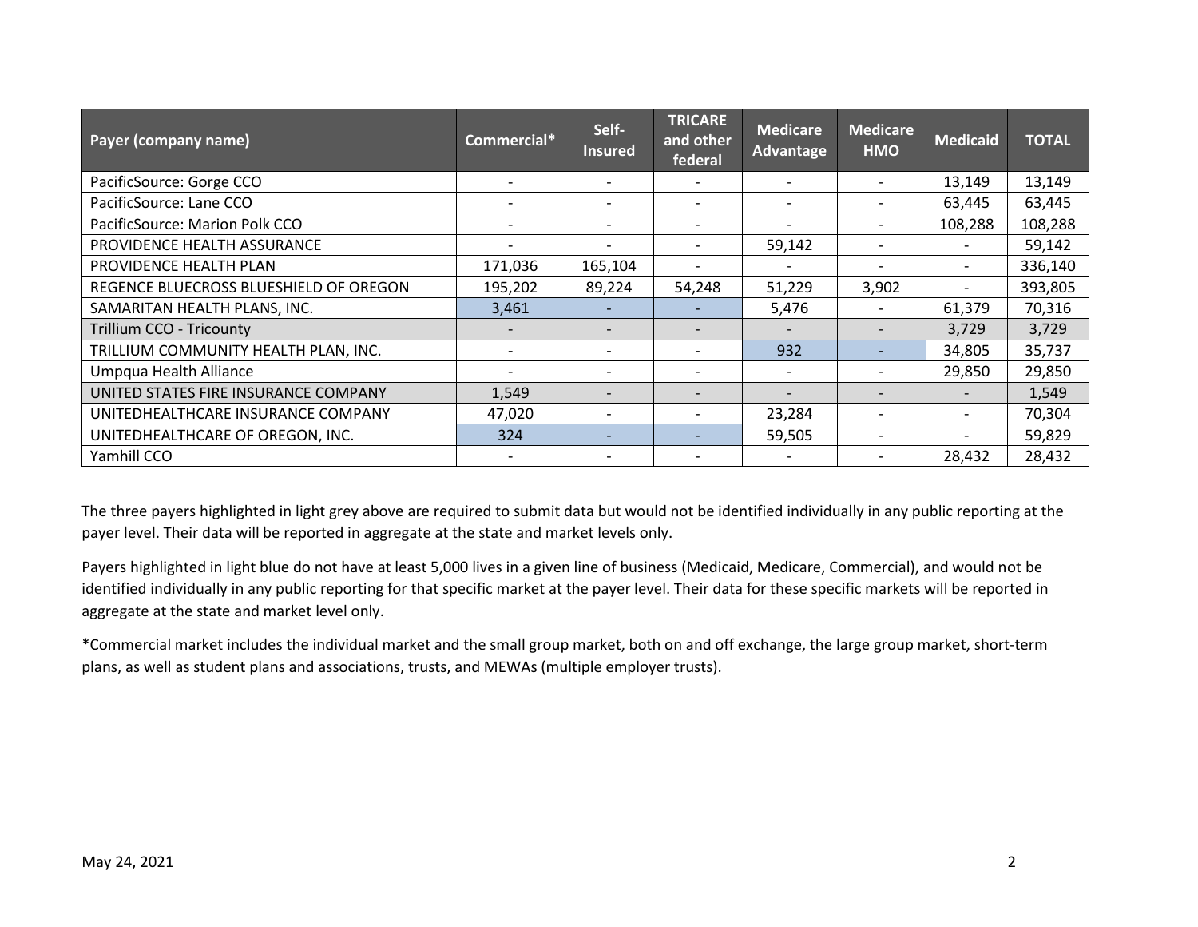| Payer (company name) | Commercial* | Self-Insured | TRICARE and other federal | Medicare Advantage | Medicare HMO | Medicaid | TOTAL |
|---|---|---|---|---|---|---|---|
| PacificSource: Gorge CCO | - | - | - | - | - | 13,149 | 13,149 |
| PacificSource: Lane CCO | - | - | - | - | - | 63,445 | 63,445 |
| PacificSource: Marion Polk CCO | - | - | - | - | - | 108,288 | 108,288 |
| PROVIDENCE HEALTH ASSURANCE | - | - | - | 59,142 | - | - | 59,142 |
| PROVIDENCE HEALTH PLAN | 171,036 | 165,104 | - | - | - | - | 336,140 |
| REGENCE BLUECROSS BLUESHIELD OF OREGON | 195,202 | 89,224 | 54,248 | 51,229 | 3,902 | - | 393,805 |
| SAMARITAN HEALTH PLANS, INC. | 3,461 | - | - | 5,476 | - | 61,379 | 70,316 |
| Trillium CCO - Tricounty | - | - | - | - | - | 3,729 | 3,729 |
| TRILLIUM COMMUNITY HEALTH PLAN, INC. | - | - | - | 932 | - | 34,805 | 35,737 |
| Umpqua Health Alliance | - | - | - | - | - | 29,850 | 29,850 |
| UNITED STATES FIRE INSURANCE COMPANY | 1,549 | - | - | - | - | - | 1,549 |
| UNITEDHEALTHCARE INSURANCE COMPANY | 47,020 | - | - | 23,284 | - | - | 70,304 |
| UNITEDHEALTHCARE OF OREGON, INC. | 324 | - | - | 59,505 | - | - | 59,829 |
| Yamhill CCO | - | - | - | - | - | 28,432 | 28,432 |

The three payers highlighted in light grey above are required to submit data but would not be identified individually in any public reporting at the payer level. Their data will be reported in aggregate at the state and market levels only.

Payers highlighted in light blue do not have at least 5,000 lives in a given line of business (Medicaid, Medicare, Commercial), and would not be identified individually in any public reporting for that specific market at the payer level. Their data for these specific markets will be reported in aggregate at the state and market level only.

*Commercial market includes the individual market and the small group market, both on and off exchange, the large group market, short-term plans, as well as student plans and associations, trusts, and MEWAs (multiple employer trusts).

May 24, 2021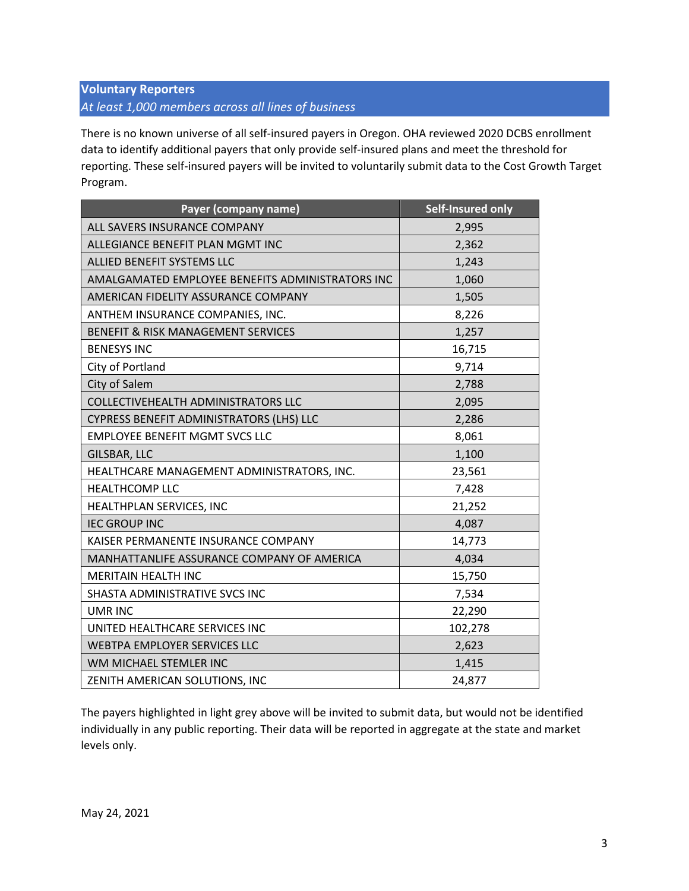## Voluntary Reporters

*At least 1,000 members across all lines of business*

There is no known universe of all self-insured payers in Oregon. OHA reviewed 2020 DCBS enrollment data to identify additional payers that only provide self-insured plans and meet the threshold for reporting. These self-insured payers will be invited to voluntarily submit data to the Cost Growth Target Program.

| Payer (company name) | Self-Insured only |
|---|---|
| ALL SAVERS INSURANCE COMPANY | 2,995 |
| ALLEGIANCE BENEFIT PLAN MGMT INC | 2,362 |
| ALLIED BENEFIT SYSTEMS LLC | 1,243 |
| AMALGAMATED EMPLOYEE BENEFITS ADMINISTRATORS INC | 1,060 |
| AMERICAN FIDELITY ASSURANCE COMPANY | 1,505 |
| ANTHEM INSURANCE COMPANIES, INC. | 8,226 |
| BENEFIT & RISK MANAGEMENT SERVICES | 1,257 |
| BENESYS INC | 16,715 |
| City of Portland | 9,714 |
| City of Salem | 2,788 |
| COLLECTIVEHEALTH ADMINISTRATORS LLC | 2,095 |
| CYPRESS BENEFIT ADMINISTRATORS (LHS) LLC | 2,286 |
| EMPLOYEE BENEFIT MGMT SVCS LLC | 8,061 |
| GILSBAR, LLC | 1,100 |
| HEALTHCARE MANAGEMENT ADMINISTRATORS, INC. | 23,561 |
| HEALTHCOMP LLC | 7,428 |
| HEALTHPLAN SERVICES, INC | 21,252 |
| IEC GROUP INC | 4,087 |
| KAISER PERMANENTE INSURANCE COMPANY | 14,773 |
| MANHATTANLIFE ASSURANCE COMPANY OF AMERICA | 4,034 |
| MERITAIN HEALTH INC | 15,750 |
| SHASTA ADMINISTRATIVE SVCS INC | 7,534 |
| UMR INC | 22,290 |
| UNITED HEALTHCARE SERVICES INC | 102,278 |
| WEBTPA EMPLOYER SERVICES LLC | 2,623 |
| WM MICHAEL STEMLER INC | 1,415 |
| ZENITH AMERICAN SOLUTIONS, INC | 24,877 |

The payers highlighted in light grey above will be invited to submit data, but would not be identified individually in any public reporting. Their data will be reported in aggregate at the state and market levels only.

May 24, 2021